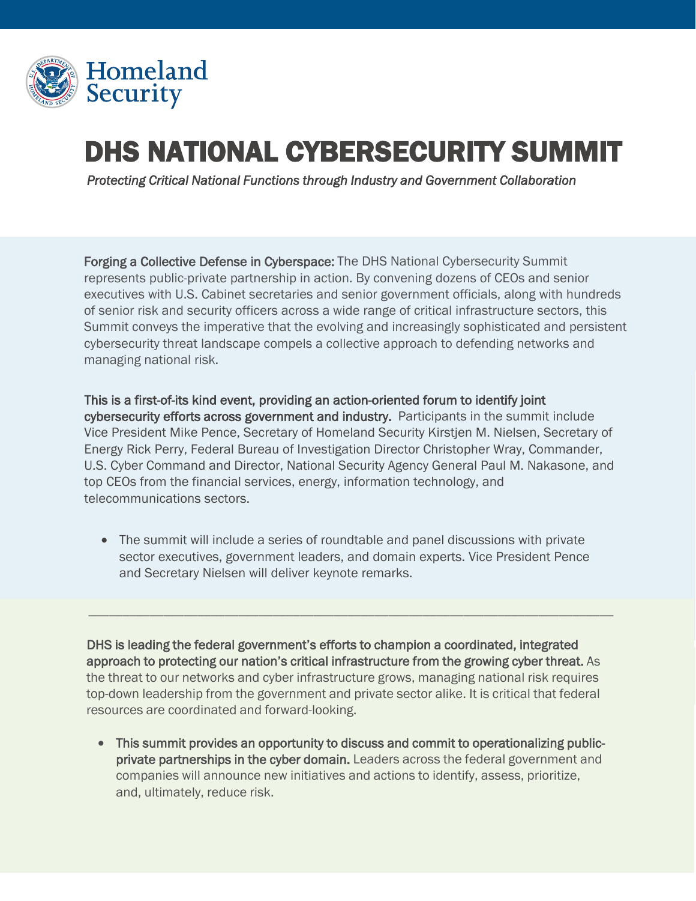Homeland Security

# DHS NATIONAL CYBERSECURITY SUMMIT

*Protecting Critical National Functions through Industry and Government Collaboration*

**Forging a Collective Defense in Cyberspace:** The DHS National Cybersecurity Summit represents public-private partnership in action. By convening dozens of CEOs and senior executives with U.S. Cabinet secretaries and senior government officials, along with hundreds of senior risk and security officers across a wide range of critical infrastructure sectors, this Summit conveys the imperative that the evolving and increasingly sophisticated and persistent cybersecurity threat landscape compels a collective approach to defending networks and managing national risk.

**This is a first-of-its kind event, providing an action-oriented forum to identify joint cybersecurity efforts across government and industry.** Participants in the summit include Vice President Mike Pence, Secretary of Homeland Security Kirstjen M. Nielsen, Secretary of Energy Rick Perry, Federal Bureau of Investigation Director Christopher Wray, Commander, U.S. Cyber Command and Director, National Security Agency General Paul M. Nakasone, and top CEOs from the financial services, energy, information technology, and telecommunications sectors.

- The summit will include a series of roundtable and panel discussions with private sector executives, government leaders, and domain experts. Vice President Pence and Secretary Nielsen will deliver keynote remarks.

---

**DHS is leading the federal government's efforts to champion a coordinated, integrated approach to protecting our nation's critical infrastructure from the growing cyber threat.** As the threat to our networks and cyber infrastructure grows, managing national risk requires top-down leadership from the government and private sector alike. It is critical that federal resources are coordinated and forward-looking.

- **This summit provides an opportunity to discuss and commit to operationalizing public-private partnerships in the cyber domain.** Leaders across the federal government and companies will announce new initiatives and actions to identify, assess, prioritize, and, ultimately, reduce risk.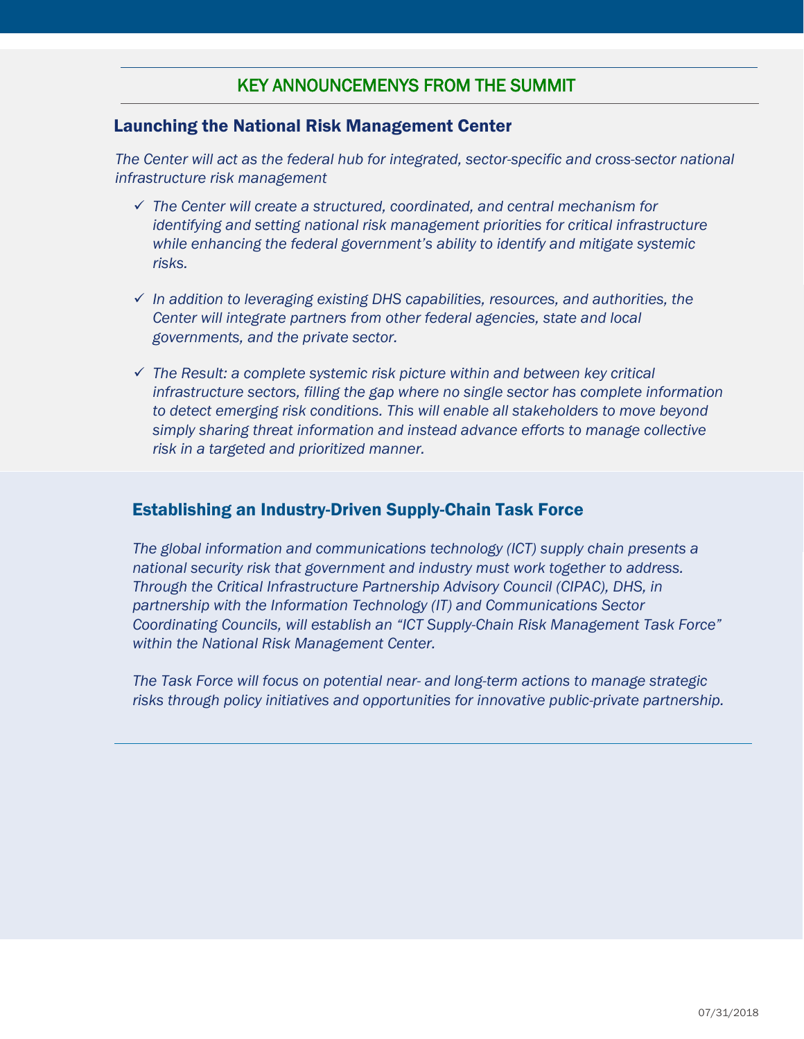## KEY ANNOUNCEMENYS FROM THE SUMMIT

### Launching the National Risk Management Center

*The Center will act as the federal hub for integrated, sector-specific and cross-sector national infrastructure risk management*

- ✓ *The Center will create a structured, coordinated, and central mechanism for identifying and setting national risk management priorities for critical infrastructure while enhancing the federal government's ability to identify and mitigate systemic risks.*
- ✓ *In addition to leveraging existing DHS capabilities, resources, and authorities, the Center will integrate partners from other federal agencies, state and local governments, and the private sector.*
- ✓ *The Result: a complete systemic risk picture within and between key critical infrastructure sectors, filling the gap where no single sector has complete information to detect emerging risk conditions. This will enable all stakeholders to move beyond simply sharing threat information and instead advance efforts to manage collective risk in a targeted and prioritized manner.*

### Establishing an Industry-Driven Supply-Chain Task Force

*The global information and communications technology (ICT) supply chain presents a national security risk that government and industry must work together to address. Through the Critical Infrastructure Partnership Advisory Council (CIPAC), DHS, in partnership with the Information Technology (IT) and Communications Sector Coordinating Councils, will establish an "ICT Supply-Chain Risk Management Task Force" within the National Risk Management Center.*

*The Task Force will focus on potential near- and long-term actions to manage strategic risks through policy initiatives and opportunities for innovative public-private partnership.*

07/31/2018